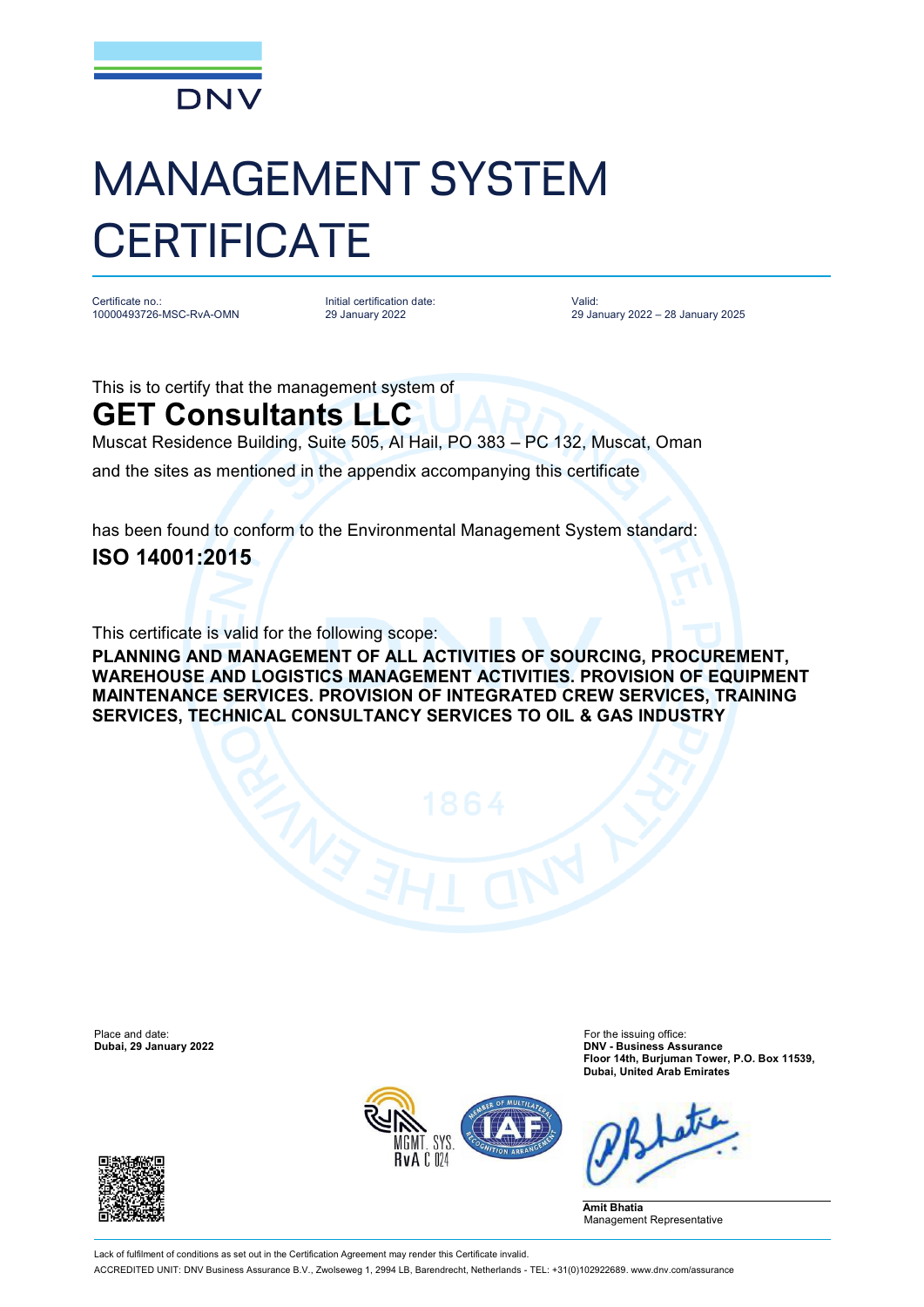# MANAGEMENT SYSTEM CERTIFICATE

Certificate no.:
10000493726-MSC-RvA-OMN

Initial certification date:
29 January 2022

Valid:
29 January 2022 – 28 January 2025

This is to certify that the management system of

## GET Consultants LLC

Muscat Residence Building, Suite 505, Al Hail, PO 383 – PC 132, Muscat, Oman

and the sites as mentioned in the appendix accompanying this certificate

has been found to conform to the Environmental Management System standard:

**ISO 14001:2015**

This certificate is valid for the following scope:

**PLANNING AND MANAGEMENT OF ALL ACTIVITIES OF SOURCING, PROCUREMENT, WAREHOUSE AND LOGISTICS MANAGEMENT ACTIVITIES. PROVISION OF EQUIPMENT MAINTENANCE SERVICES. PROVISION OF INTEGRATED CREW SERVICES, TRAINING SERVICES, TECHNICAL CONSULTANCY SERVICES TO OIL & GAS INDUSTRY**

Place and date:
**Dubai, 29 January 2022**

For the issuing office:
**DNV - Business Assurance**
**Floor 14th, Burjuman Tower, P.O. Box 11539, Dubai, United Arab Emirates**

**Amit Bhatia**
Management Representative

Lack of fulfilment of conditions as set out in the Certification Agreement may render this Certificate invalid.

ACCREDITED UNIT: DNV Business Assurance B.V., Zwolseweg 1, 2994 LB, Barendrecht, Netherlands - TEL: +31(0)102922689. www.dnv.com/assurance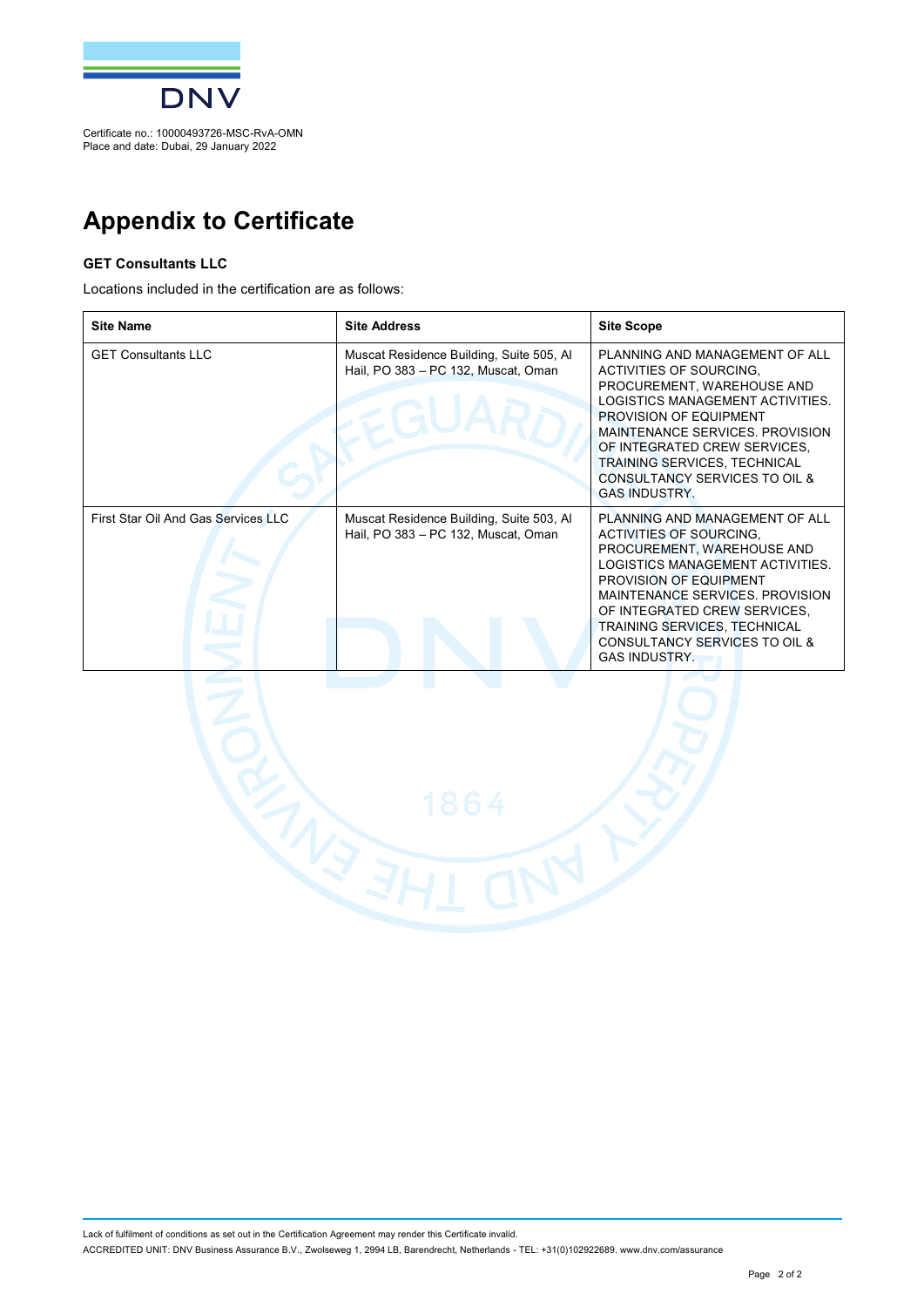Certificate no.: 10000493726-MSC-RvA-OMN
Place and date: Dubai, 29 January 2022

# Appendix to Certificate

**GET Consultants LLC**

Locations included in the certification are as follows:

| Site Name | Site Address | Site Scope |
|---|---|---|
| GET Consultants LLC | Muscat Residence Building, Suite 505, Al Hail, PO 383 – PC 132, Muscat, Oman | PLANNING AND MANAGEMENT OF ALL ACTIVITIES OF SOURCING, PROCUREMENT, WAREHOUSE AND LOGISTICS MANAGEMENT ACTIVITIES. PROVISION OF EQUIPMENT MAINTENANCE SERVICES. PROVISION OF INTEGRATED CREW SERVICES, TRAINING SERVICES, TECHNICAL CONSULTANCY SERVICES TO OIL & GAS INDUSTRY. |
| First Star Oil And Gas Services LLC | Muscat Residence Building, Suite 503, Al Hail, PO 383 – PC 132, Muscat, Oman | PLANNING AND MANAGEMENT OF ALL ACTIVITIES OF SOURCING, PROCUREMENT, WAREHOUSE AND LOGISTICS MANAGEMENT ACTIVITIES. PROVISION OF EQUIPMENT MAINTENANCE SERVICES. PROVISION OF INTEGRATED CREW SERVICES, TRAINING SERVICES, TECHNICAL CONSULTANCY SERVICES TO OIL & GAS INDUSTRY. |

Lack of fulfilment of conditions as set out in the Certification Agreement may render this Certificate invalid.

ACCREDITED UNIT: DNV Business Assurance B.V., Zwolseweg 1, 2994 LB, Barendrecht, Netherlands - TEL: +31(0)102922689. www.dnv.com/assurance